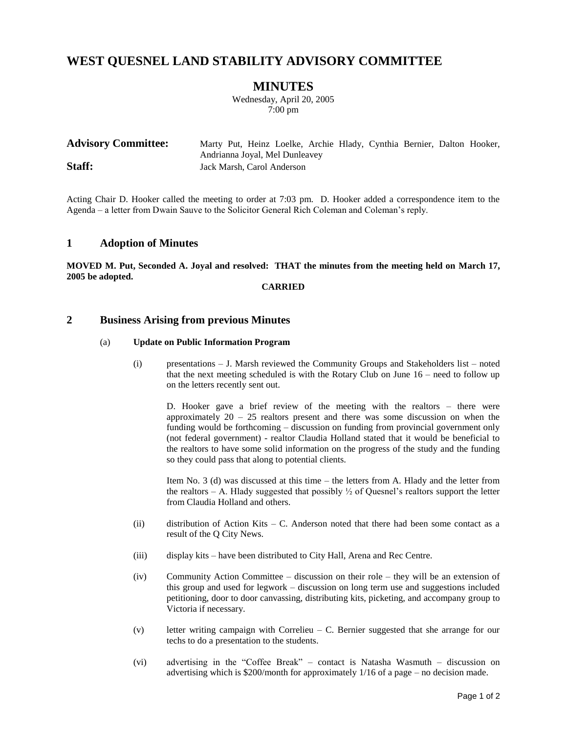# WEST QUESNEL LAND STABILITY ADVISORY COMMITTEE

## MINUTES

Wednesday, April 20, 2005
7:00 pm

**Advisory Committee:** Marty Put, Heinz Loelke, Archie Hlady, Cynthia Bernier, Dalton Hooker, Andrianna Joyal, Mel Dunleavey

**Staff:** Jack Marsh, Carol Anderson

Acting Chair D. Hooker called the meeting to order at 7:03 pm. D. Hooker added a correspondence item to the Agenda – a letter from Dwain Sauve to the Solicitor General Rich Coleman and Coleman's reply.

## 1 Adoption of Minutes

**MOVED M. Put, Seconded A. Joyal and resolved: THAT the minutes from the meeting held on March 17, 2005 be adopted.**

**CARRIED**

## 2 Business Arising from previous Minutes

### (a) Update on Public Information Program

(i) presentations – J. Marsh reviewed the Community Groups and Stakeholders list – noted that the next meeting scheduled is with the Rotary Club on June 16 – need to follow up on the letters recently sent out.

D. Hooker gave a brief review of the meeting with the realtors – there were approximately 20 – 25 realtors present and there was some discussion on when the funding would be forthcoming – discussion on funding from provincial government only (not federal government) - realtor Claudia Holland stated that it would be beneficial to the realtors to have some solid information on the progress of the study and the funding so they could pass that along to potential clients.

Item No. 3 (d) was discussed at this time – the letters from A. Hlady and the letter from the realtors – A. Hlady suggested that possibly ½ of Quesnel's realtors support the letter from Claudia Holland and others.

(ii) distribution of Action Kits – C. Anderson noted that there had been some contact as a result of the Q City News.

(iii) display kits – have been distributed to City Hall, Arena and Rec Centre.

(iv) Community Action Committee – discussion on their role – they will be an extension of this group and used for legwork – discussion on long term use and suggestions included petitioning, door to door canvassing, distributing kits, picketing, and accompany group to Victoria if necessary.

(v) letter writing campaign with Correlieu – C. Bernier suggested that she arrange for our techs to do a presentation to the students.

(vi) advertising in the "Coffee Break" – contact is Natasha Wasmuth – discussion on advertising which is $200/month for approximately 1/16 of a page – no decision made.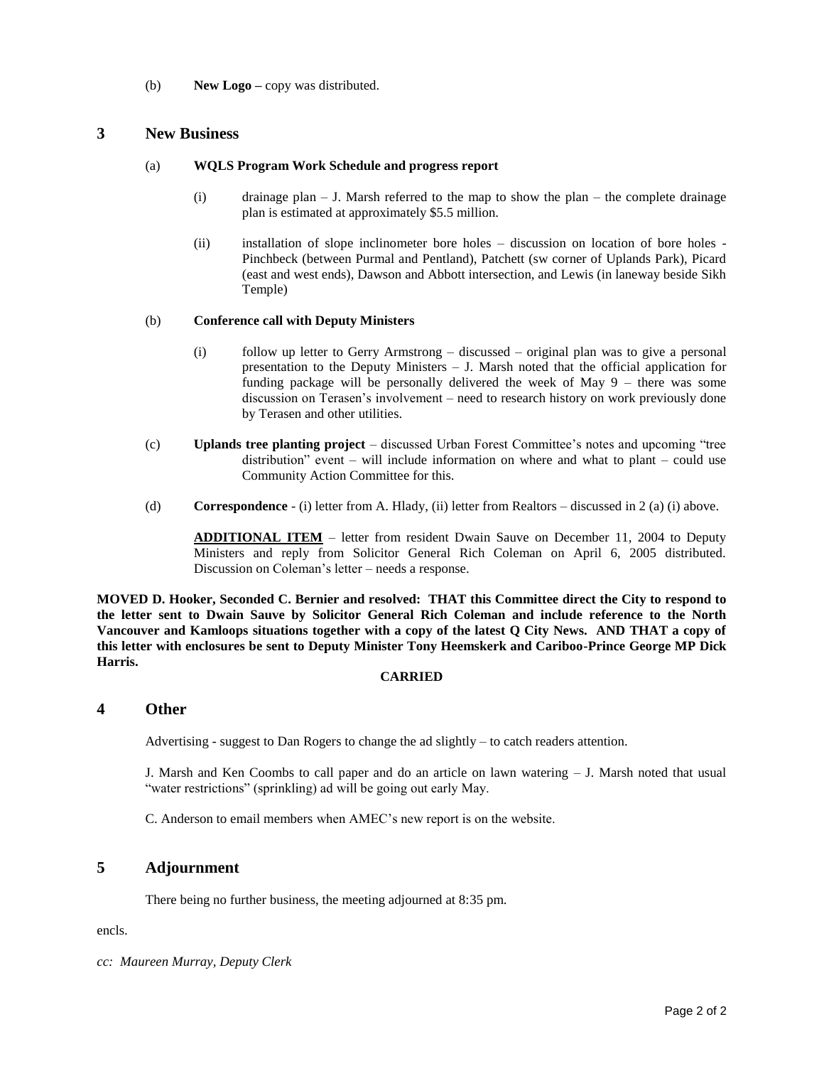(b) **New Logo –** copy was distributed.

## 3 New Business

(a) **WQLS Program Work Schedule and progress report**

(i) drainage plan – J. Marsh referred to the map to show the plan – the complete drainage plan is estimated at approximately $5.5 million.

(ii) installation of slope inclinometer bore holes – discussion on location of bore holes - Pinchbeck (between Purmal and Pentland), Patchett (sw corner of Uplands Park), Picard (east and west ends), Dawson and Abbott intersection, and Lewis (in laneway beside Sikh Temple)

(b) **Conference call with Deputy Ministers**

(i) follow up letter to Gerry Armstrong – discussed – original plan was to give a personal presentation to the Deputy Ministers – J. Marsh noted that the official application for funding package will be personally delivered the week of May 9 – there was some discussion on Terasen's involvement – need to research history on work previously done by Terasen and other utilities.

(c) **Uplands tree planting project** – discussed Urban Forest Committee's notes and upcoming "tree distribution" event – will include information on where and what to plant – could use Community Action Committee for this.

(d) **Correspondence** - (i) letter from A. Hlady, (ii) letter from Realtors – discussed in 2 (a) (i) above.

**ADDITIONAL ITEM** – letter from resident Dwain Sauve on December 11, 2004 to Deputy Ministers and reply from Solicitor General Rich Coleman on April 6, 2005 distributed. Discussion on Coleman's letter – needs a response.

**MOVED D. Hooker, Seconded C. Bernier and resolved: THAT this Committee direct the City to respond to the letter sent to Dwain Sauve by Solicitor General Rich Coleman and include reference to the North Vancouver and Kamloops situations together with a copy of the latest Q City News. AND THAT a copy of this letter with enclosures be sent to Deputy Minister Tony Heemskerk and Cariboo-Prince George MP Dick Harris.**

**CARRIED**

## 4 Other

Advertising - suggest to Dan Rogers to change the ad slightly – to catch readers attention.

J. Marsh and Ken Coombs to call paper and do an article on lawn watering – J. Marsh noted that usual "water restrictions" (sprinkling) ad will be going out early May.

C. Anderson to email members when AMEC's new report is on the website.

## 5 Adjournment

There being no further business, the meeting adjourned at 8:35 pm.

encls.

*cc: Maureen Murray, Deputy Clerk*